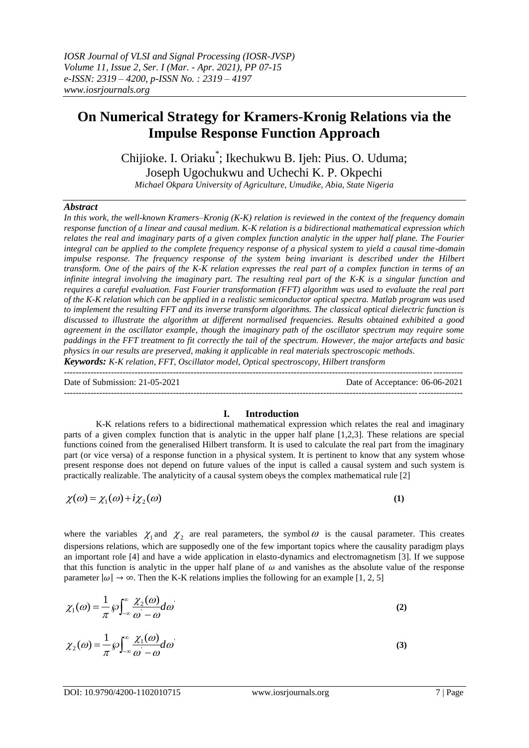# On Numerical Strategy for Kramers-Kronig Relations via the Impulse Response Function Approach

Chijioke. I. Oriaku[*]; Ikechukwu B. Ijeh: Pius. O. Uduma; Joseph Ugochukwu and Uchechi K. P. Okpechi

*Michael Okpara University of Agriculture, Umudike, Abia, State Nigeria*

### *Abstract*

*In this work, the well-known Kramers–Kronig (K-K) relation is reviewed in the context of the frequency domain response function of a linear and causal medium. K-K relation is a bidirectional mathematical expression which relates the real and imaginary parts of a given complex function analytic in the upper half plane. The Fourier integral can be applied to the complete frequency response of a physical system to yield a causal time-domain impulse response. The frequency response of the system being invariant is described under the Hilbert transform. One of the pairs of the K-K relation expresses the real part of a complex function in terms of an infinite integral involving the imaginary part. The resulting real part of the K-K is a singular function and requires a careful evaluation. Fast Fourier transformation (FFT) algorithm was used to evaluate the real part of the K-K relation which can be applied in a realistic semiconductor optical spectra. Matlab program was used to implement the resulting FFT and its inverse transform algorithms. The classical optical dielectric function is discussed to illustrate the algorithm at different normalised frequencies. Results obtained exhibited a good agreement in the oscillator example, though the imaginary path of the oscillator spectrum may require some paddings in the FFT treatment to fit correctly the tail of the spectrum. However, the major artefacts and basic physics in our results are preserved, making it applicable in real materials spectroscopic methods.*

***Keywords:*** *K-K relation, FFT, Oscillator model, Optical spectroscopy, Hilbert transform*

---

Date of Submission: 21-05-2021 Date of Acceptance: 06-06-2021

---

## I. Introduction

K-K relations refers to a bidirectional mathematical expression which relates the real and imaginary parts of a given complex function that is analytic in the upper half plane [1,2,3]. These relations are special functions coined from the generalised Hilbert transform. It is used to calculate the real part from the imaginary part (or vice versa) of a response function in a physical system. It is pertinent to know that any system whose present response does not depend on future values of the input is called a causal system and such system is practically realizable. The analyticity of a causal system obeys the complex mathematical rule [2]

$$\chi(\omega) = \chi_1(\omega) + i\chi_2(\omega) \tag{1}$$

where the variables $\chi_1$ and $\chi_2$ are real parameters, the symbol $\omega$ is the causal parameter. This creates dispersions relations, which are supposedly one of the few important topics where the causality paradigm plays an important role [4] and have a wide application in elasto-dynamics and electromagnetism [3]. If we suppose that this function is analytic in the upper half plane of $\omega$ and vanishes as the absolute value of the response parameter $|\omega| \to \infty$. Then the K-K relations implies the following for an example [1, 2, 5]

$$\chi_1(\omega) = \frac{1}{\pi} \wp\int_{-\infty}^{\infty} \frac{\chi_2(\omega)}{\omega' - \omega} d\omega' \tag{2}$$

$$\chi_2(\omega) = \frac{1}{\pi} \wp\int_{-\infty}^{\infty} \frac{\chi_1(\omega)}{\omega' - \omega} d\omega' \tag{3}$$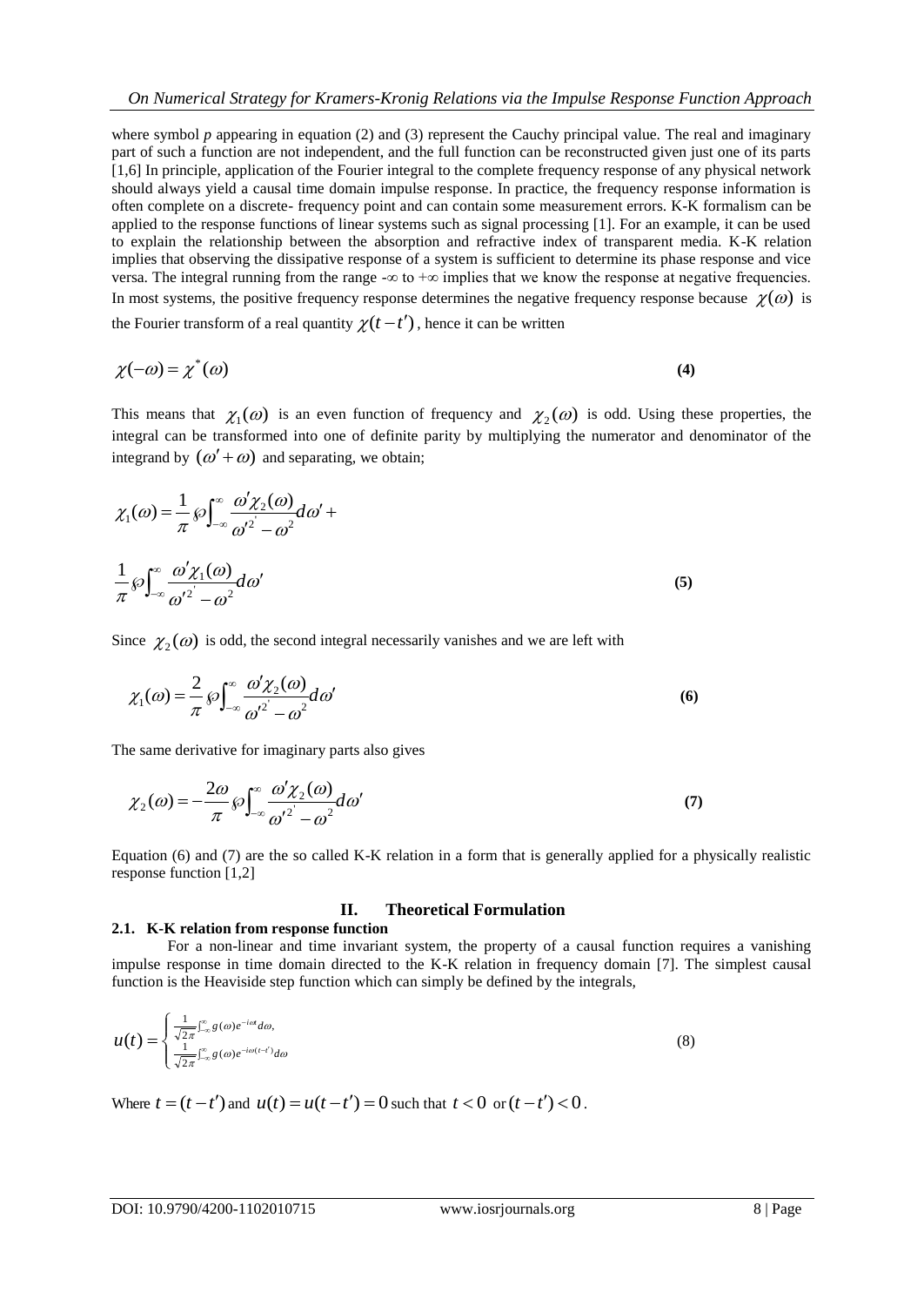where symbol *p* appearing in equation (2) and (3) represent the Cauchy principal value. The real and imaginary part of such a function are not independent, and the full function can be reconstructed given just one of its parts [1,6] In principle, application of the Fourier integral to the complete frequency response of any physical network should always yield a causal time domain impulse response. In practice, the frequency response information is often complete on a discrete- frequency point and can contain some measurement errors. K-K formalism can be applied to the response functions of linear systems such as signal processing [1]. For an example, it can be used to explain the relationship between the absorption and refractive index of transparent media. K-K relation implies that observing the dissipative response of a system is sufficient to determine its phase response and vice versa. The integral running from the range -∞ to +∞ implies that we know the response at negative frequencies. In most systems, the positive frequency response determines the negative frequency response because $\chi(\omega)$ is the Fourier transform of a real quantity $\chi(t-t')$, hence it can be written

$$\chi(-\omega) = \chi^*(\omega) \tag{4}$$

This means that $\chi_1(\omega)$ is an even function of frequency and $\chi_2(\omega)$ is odd. Using these properties, the integral can be transformed into one of definite parity by multiplying the numerator and denominator of the integrand by $(\omega' + \omega)$ and separating, we obtain;

$$\chi_1(\omega) = \frac{1}{\pi} \wp \int_{-\infty}^{\infty} \frac{\omega' \chi_2(\omega)}{\omega'^{2'} - \omega^2} d\omega' +$$

$$\frac{1}{\pi} \wp \int_{-\infty}^{\infty} \frac{\omega' \chi_1(\omega)}{\omega'^{2'} - \omega^2} d\omega' \tag{5}$$

Since $\chi_2(\omega)$ is odd, the second integral necessarily vanishes and we are left with

$$\chi_1(\omega) = \frac{2}{\pi} \wp \int_{-\infty}^{\infty} \frac{\omega' \chi_2(\omega)}{\omega'^{2'} - \omega^2} d\omega' \tag{6}$$

The same derivative for imaginary parts also gives

$$\chi_2(\omega) = -\frac{2\omega}{\pi} \wp \int_{-\infty}^{\infty} \frac{\omega' \chi_2(\omega)}{\omega'^{2'} - \omega^2} d\omega' \tag{7}$$

Equation (6) and (7) are the so called K-K relation in a form that is generally applied for a physically realistic response function [1,2]

## II. Theoretical Formulation

### 2.1. K-K relation from response function

For a non-linear and time invariant system, the property of a causal function requires a vanishing impulse response in time domain directed to the K-K relation in frequency domain [7]. The simplest causal function is the Heaviside step function which can simply be defined by the integrals,

$$u(t) = \begin{cases} \frac{1}{\sqrt{2\pi}} \int_{-\infty}^{\infty} g(\omega) e^{-i\omega t} d\omega, \\ \frac{1}{\sqrt{2\pi}} \int_{-\infty}^{\infty} g(\omega) e^{-i\omega(t-t')} d\omega \end{cases} \tag{8}$$

Where $t = (t-t')$ and $u(t) = u(t-t') = 0$ such that $t < 0$ or $(t-t') < 0$.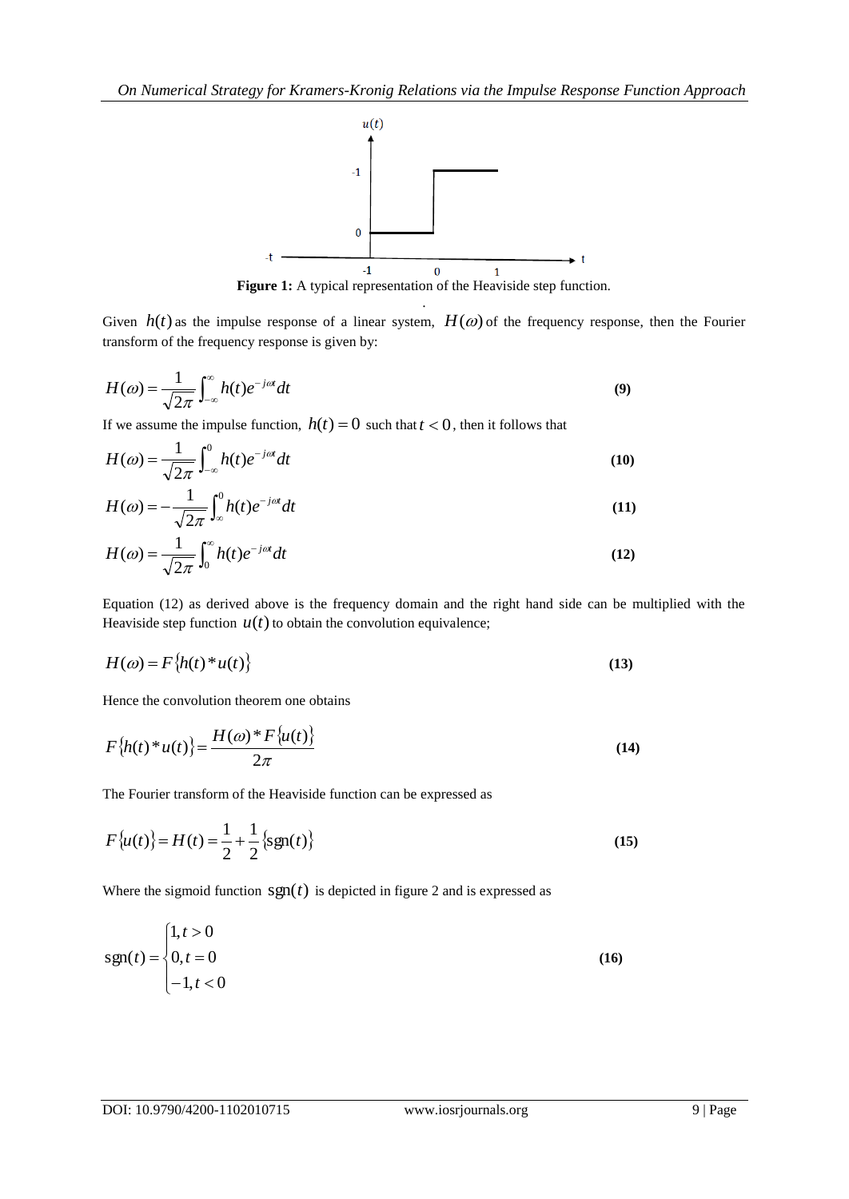**Figure 1:** A typical representation of the Heaviside step function.

Given $h(t)$ as the impulse response of a linear system, $H(\omega)$ of the frequency response, then the Fourier transform of the frequency response is given by:

$$H(\omega) = \frac{1}{\sqrt{2\pi}} \int_{-\infty}^{\infty} h(t) e^{-j\omega t} dt \tag{9}$$

If we assume the impulse function, $h(t) = 0$ such that $t < 0$, then it follows that

$$H(\omega) = \frac{1}{\sqrt{2\pi}} \int_{-\infty}^{0} h(t) e^{-j\omega t} dt \tag{10}$$

$$H(\omega) = -\frac{1}{\sqrt{2\pi}} \int_{\infty}^{0} h(t) e^{-j\omega t} dt \tag{11}$$

$$H(\omega) = \frac{1}{\sqrt{2\pi}} \int_{0}^{\infty} h(t) e^{-j\omega t} dt \tag{12}$$

Equation (12) as derived above is the frequency domain and the right hand side can be multiplied with the Heaviside step function $u(t)$ to obtain the convolution equivalence;

$$H(\omega) = F\{h(t) * u(t)\} \tag{13}$$

Hence the convolution theorem one obtains

$$F\{h(t) * u(t)\} = \frac{H(\omega) * F\{u(t)\}}{2\pi} \tag{14}$$

The Fourier transform of the Heaviside function can be expressed as

$$F\{u(t)\} = H(t) = \frac{1}{2} + \frac{1}{2}\{\text{sgn}(t)\} \tag{15}$$

Where the sigmoid function $\text{sgn}(t)$ is depicted in figure 2 and is expressed as

$$\text{sgn}(t) = \begin{cases} 1, t > 0 \\ 0, t = 0 \\ -1, t < 0 \end{cases} \tag{16}$$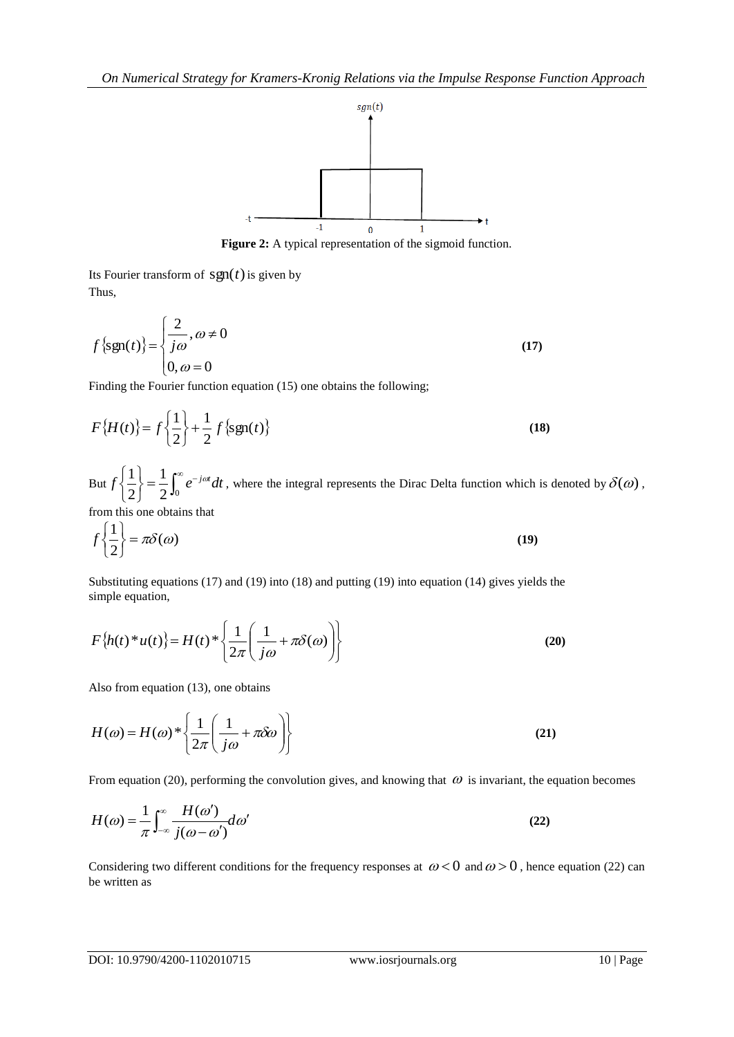**Figure 2:** A typical representation of the sigmoid function.

Its Fourier transform of $\text{sgn}(t)$ is given by
Thus,

$$f\{\text{sgn}(t)\} = \begin{cases} \dfrac{2}{j\omega}, \omega \neq 0 \\ 0, \omega = 0 \end{cases} \tag{17}$$

Finding the Fourier function equation (15) one obtains the following;

$$F\{H(t)\} = f\left\{\frac{1}{2}\right\} + \frac{1}{2} f\{\text{sgn}(t)\} \tag{18}$$

But $f\left\{\frac{1}{2}\right\} = \frac{1}{2}\int_0^{\infty} e^{-j\omega t}dt$, where the integral represents the Dirac Delta function which is denoted by $\delta(\omega)$, from this one obtains that

$$f\left\{\frac{1}{2}\right\} = \pi\delta(\omega) \tag{19}$$

Substituting equations (17) and (19) into (18) and putting (19) into equation (14) gives yields the simple equation,

$$F\{h(t) * u(t)\} = H(t) * \left\{\frac{1}{2\pi}\left(\frac{1}{j\omega} + \pi\delta(\omega)\right)\right\} \tag{20}$$

Also from equation (13), one obtains

$$H(\omega) = H(\omega) * \left\{\frac{1}{2\pi}\left(\frac{1}{j\omega} + \pi\delta\omega\right)\right\} \tag{21}$$

From equation (20), performing the convolution gives, and knowing that $\omega$ is invariant, the equation becomes

$$H(\omega) = \frac{1}{\pi}\int_{-\infty}^{\infty} \frac{H(\omega')}{j(\omega - \omega')}d\omega' \tag{22}$$

Considering two different conditions for the frequency responses at $\omega < 0$ and $\omega > 0$, hence equation (22) can be written as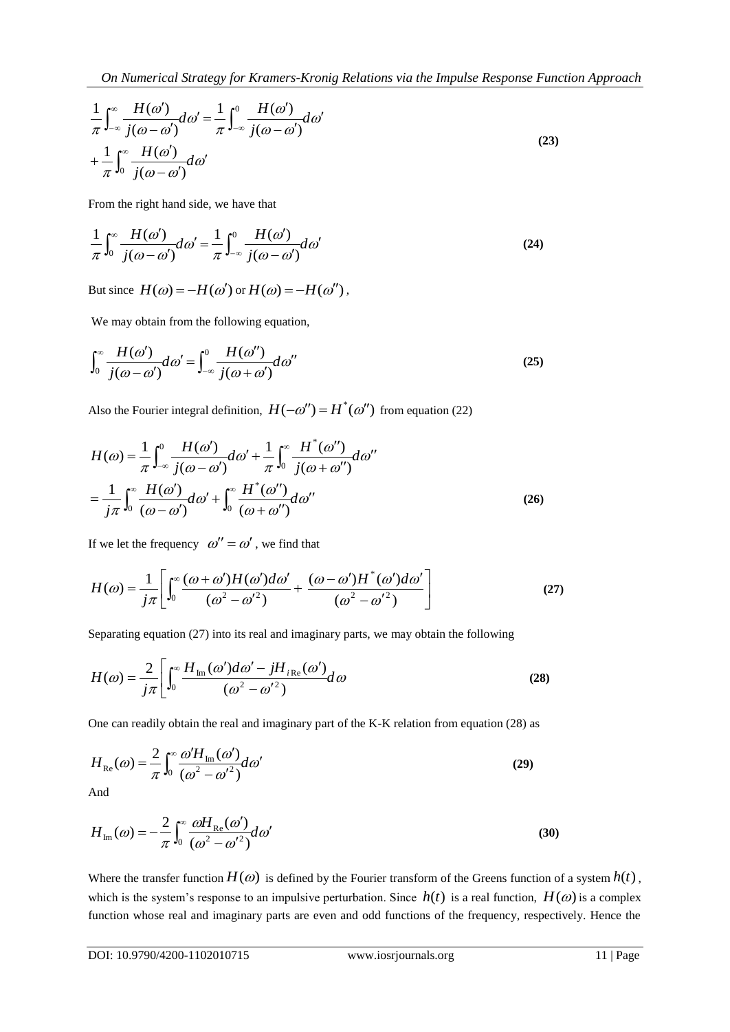$$\frac{1}{\pi}\int_{-\infty}^{\infty}\frac{H(\omega')}{j(\omega-\omega')}d\omega' = \frac{1}{\pi}\int_{-\infty}^{0}\frac{H(\omega')}{j(\omega-\omega')}d\omega'$$
$$+\frac{1}{\pi}\int_{0}^{\infty}\frac{H(\omega')}{j(\omega-\omega')}d\omega' \tag{23}$$

From the right hand side, we have that

$$\frac{1}{\pi}\int_{0}^{\infty}\frac{H(\omega')}{j(\omega-\omega')}d\omega' = \frac{1}{\pi}\int_{-\infty}^{0}\frac{H(\omega')}{j(\omega-\omega')}d\omega' \tag{24}$$

But since $H(\omega) = -H(\omega')$ or $H(\omega) = -H(\omega'')$,

We may obtain from the following equation,

$$\int_{0}^{\infty}\frac{H(\omega')}{j(\omega-\omega')}d\omega' = \int_{-\infty}^{0}\frac{H(\omega'')}{j(\omega+\omega')}d\omega'' \tag{25}$$

Also the Fourier integral definition, $H(-\omega'') = H^{*}(\omega'')$ from equation (22)

$$H(\omega) = \frac{1}{\pi}\int_{-\infty}^{0}\frac{H(\omega')}{j(\omega-\omega')}d\omega' + \frac{1}{\pi}\int_{0}^{\infty}\frac{H^{*}(\omega'')}{j(\omega+\omega'')}d\omega''$$
$$= \frac{1}{j\pi}\int_{0}^{\infty}\frac{H(\omega')}{(\omega-\omega')}d\omega' + \int_{0}^{\infty}\frac{H^{*}(\omega'')}{(\omega+\omega'')}d\omega'' \tag{26}$$

If we let the frequency $\omega'' = \omega'$, we find that

$$H(\omega) = \frac{1}{j\pi}\left[\int_{0}^{\infty}\frac{(\omega+\omega')H(\omega')d\omega'}{(\omega^{2}-\omega'^{2})} + \frac{(\omega-\omega')H^{*}(\omega')d\omega'}{(\omega^{2}-\omega'^{2})}\right] \tag{27}$$

Separating equation (27) into its real and imaginary parts, we may obtain the following

$$H(\omega) = \frac{2}{j\pi}\left[\int_{0}^{\infty}\frac{H_{\mathrm{Im}}(\omega')d\omega' - jH_{i\mathrm{Re}}(\omega')}{(\omega^{2}-\omega'^{2})}d\omega\right. \tag{28}$$

One can readily obtain the real and imaginary part of the K-K relation from equation (28) as

$$H_{\mathrm{Re}}(\omega) = \frac{2}{\pi}\int_{0}^{\infty}\frac{\omega' H_{\mathrm{Im}}(\omega')}{(\omega^{2}-\omega'^{2})}d\omega' \tag{29}$$

And

$$H_{\mathrm{Im}}(\omega) = -\frac{2}{\pi}\int_{0}^{\infty}\frac{\omega H_{\mathrm{Re}}(\omega')}{(\omega^{2}-\omega'^{2})}d\omega' \tag{30}$$

Where the transfer function $H(\omega)$ is defined by the Fourier transform of the Greens function of a system $h(t)$, which is the system's response to an impulsive perturbation. Since $h(t)$ is a real function, $H(\omega)$ is a complex function whose real and imaginary parts are even and odd functions of the frequency, respectively. Hence the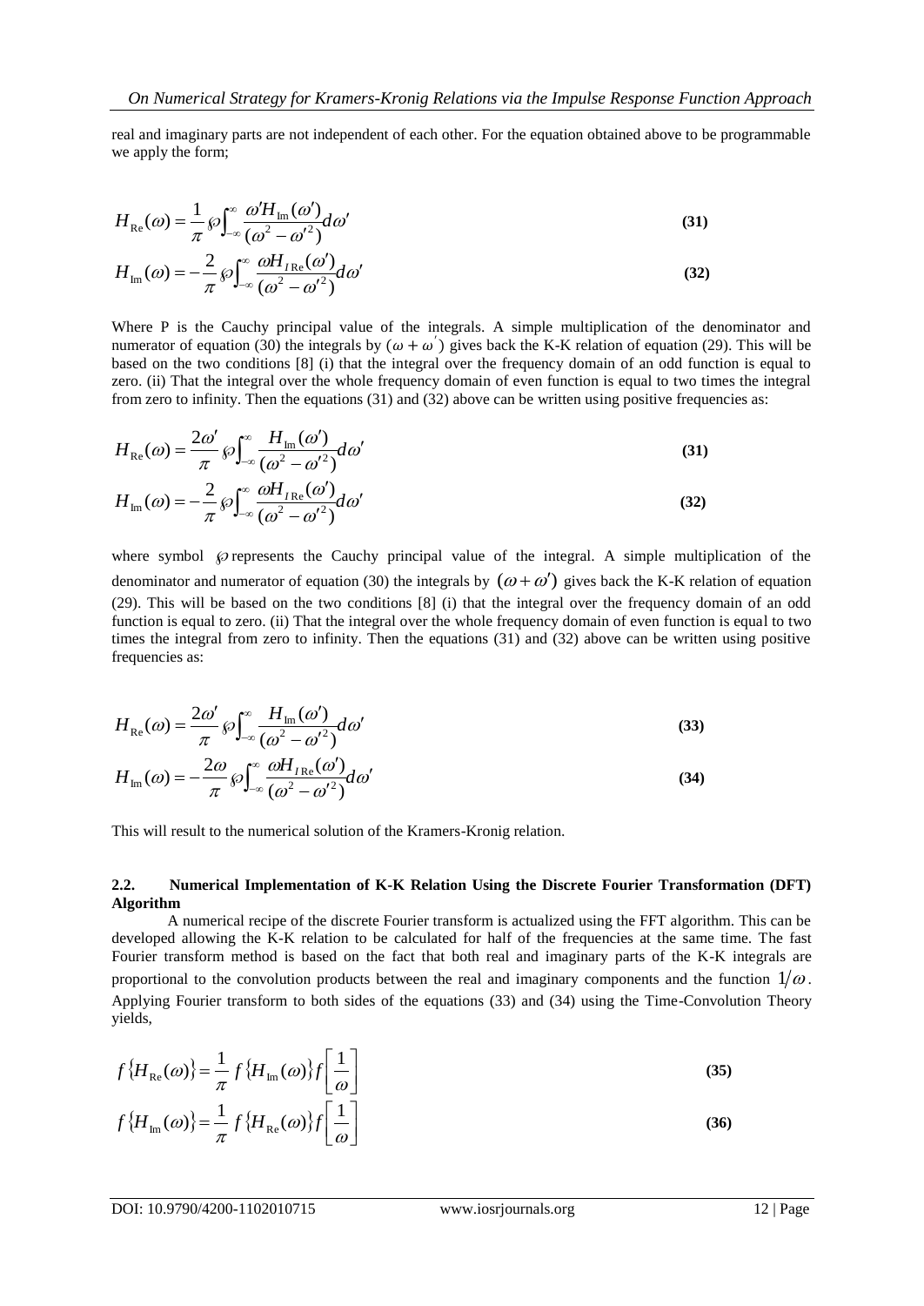real and imaginary parts are not independent of each other. For the equation obtained above to be programmable we apply the form;

$$H_{\text{Re}}(\omega) = \frac{1}{\pi} \wp \int_{-\infty}^{\infty} \frac{\omega' H_{\text{Im}}(\omega')}{(\omega^2 - \omega'^2)} d\omega' \tag{31}$$

$$H_{\text{Im}}(\omega) = -\frac{2}{\pi} \wp \int_{-\infty}^{\infty} \frac{\omega H_{I\text{Re}}(\omega')}{(\omega^2 - \omega'^2)} d\omega' \tag{32}$$

Where P is the Cauchy principal value of the integrals. A simple multiplication of the denominator and numerator of equation (30) the integrals by $(\omega + \omega^{'})$ gives back the K-K relation of equation (29). This will be based on the two conditions [8] (i) that the integral over the frequency domain of an odd function is equal to zero. (ii) That the integral over the whole frequency domain of even function is equal to two times the integral from zero to infinity. Then the equations (31) and (32) above can be written using positive frequencies as:

$$H_{\text{Re}}(\omega) = \frac{2\omega'}{\pi} \wp \int_{-\infty}^{\infty} \frac{H_{\text{Im}}(\omega')}{(\omega^2 - \omega'^2)} d\omega' \tag{31}$$

$$H_{\text{Im}}(\omega) = -\frac{2}{\pi} \wp \int_{-\infty}^{\infty} \frac{\omega H_{I\text{Re}}(\omega')}{(\omega^2 - \omega'^2)} d\omega' \tag{32}$$

where symbol $\wp$ represents the Cauchy principal value of the integral. A simple multiplication of the denominator and numerator of equation (30) the integrals by $(\omega + \omega')$ gives back the K-K relation of equation (29). This will be based on the two conditions [8] (i) that the integral over the frequency domain of an odd function is equal to zero. (ii) That the integral over the whole frequency domain of even function is equal to two times the integral from zero to infinity. Then the equations (31) and (32) above can be written using positive frequencies as:

$$H_{\text{Re}}(\omega) = \frac{2\omega'}{\pi} \wp \int_{-\infty}^{\infty} \frac{H_{\text{Im}}(\omega')}{(\omega^2 - \omega'^2)} d\omega' \tag{33}$$

$$H_{\text{Im}}(\omega) = -\frac{2\omega}{\pi} \wp \int_{-\infty}^{\infty} \frac{\omega H_{I\text{Re}}(\omega')}{(\omega^2 - \omega'^2)} d\omega' \tag{34}$$

This will result to the numerical solution of the Kramers-Kronig relation.

### 2.2. Numerical Implementation of K-K Relation Using the Discrete Fourier Transformation (DFT) Algorithm

A numerical recipe of the discrete Fourier transform is actualized using the FFT algorithm. This can be developed allowing the K-K relation to be calculated for half of the frequencies at the same time. The fast Fourier transform method is based on the fact that both real and imaginary parts of the K-K integrals are proportional to the convolution products between the real and imaginary components and the function $1/\omega$. Applying Fourier transform to both sides of the equations (33) and (34) using the Time-Convolution Theory yields,

$$f\{H_{\text{Re}}(\omega)\} = \frac{1}{\pi} f\{H_{\text{Im}}(\omega)\} f\left[\frac{1}{\omega}\right] \tag{35}$$

$$f\{H_{\text{Im}}(\omega)\} = \frac{1}{\pi} f\{H_{\text{Re}}(\omega)\} f\left[\frac{1}{\omega}\right] \tag{36}$$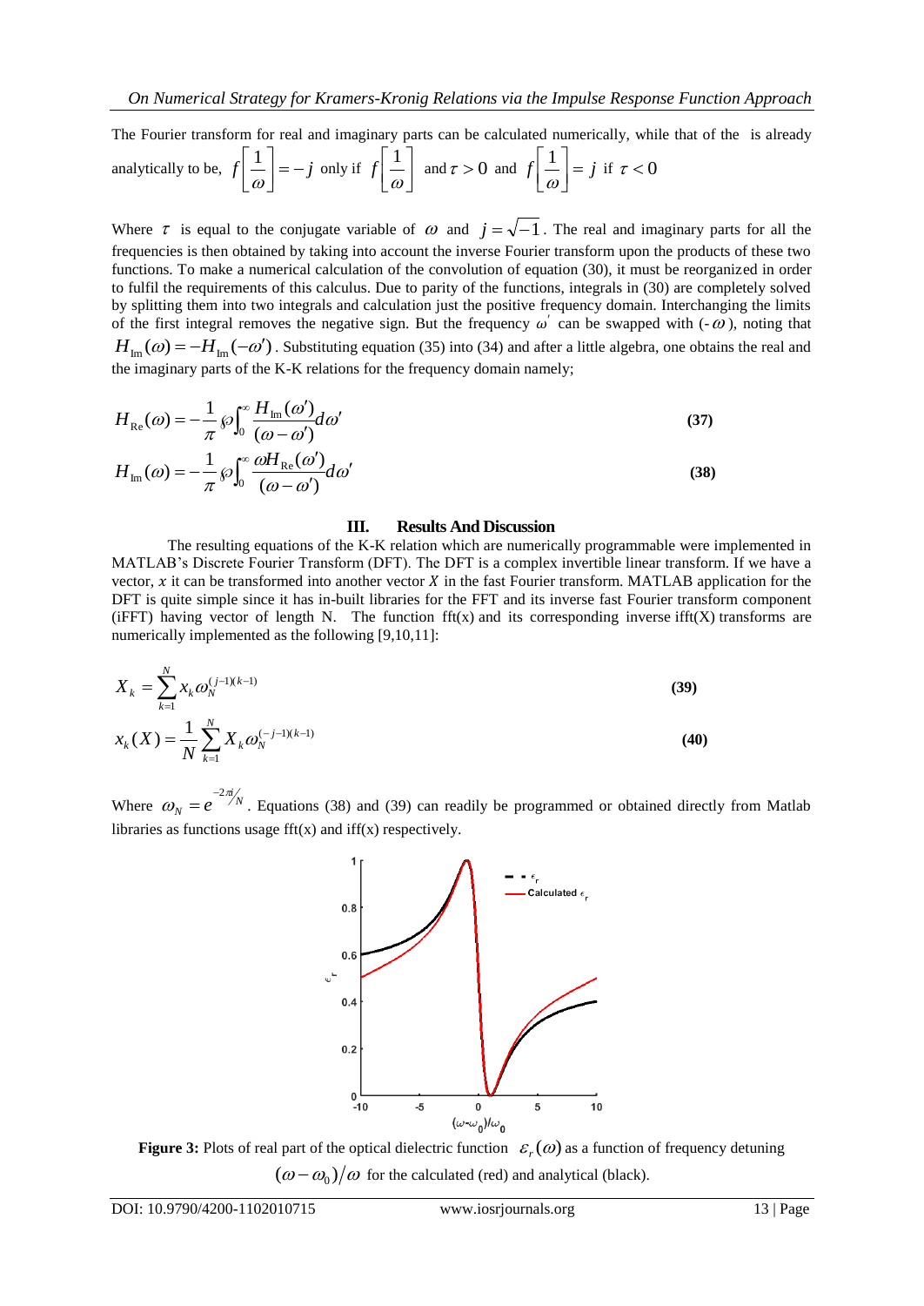The Fourier transform for real and imaginary parts can be calculated numerically, while that of the is already analytically to be, $f\left[\frac{1}{\omega}\right]=-j$ only if $f\left[\frac{1}{\omega}\right]$ and $\tau>0$ and $f\left[\frac{1}{\omega}\right]=j$ if $\tau<0$

Where $\tau$ is equal to the conjugate variable of $\omega$ and $j=\sqrt{-1}$. The real and imaginary parts for all the frequencies is then obtained by taking into account the inverse Fourier transform upon the products of these two functions. To make a numerical calculation of the convolution of equation (30), it must be reorganized in order to fulfil the requirements of this calculus. Due to parity of the functions, integrals in (30) are completely solved by splitting them into two integrals and calculation just the positive frequency domain. Interchanging the limits of the first integral removes the negative sign. But the frequency $\omega'$ can be swapped with ($-\omega$), noting that $H_{\mathrm{Im}}(\omega)=-H_{\mathrm{Im}}(-\omega')$. Substituting equation (35) into (34) and after a little algebra, one obtains the real and the imaginary parts of the K-K relations for the frequency domain namely;

$$H_{\mathrm{Re}}(\omega)=-\frac{1}{\pi}\wp\int_0^{\infty}\frac{H_{\mathrm{Im}}(\omega')}{(\omega-\omega')}d\omega' \tag{37}$$

$$H_{\mathrm{Im}}(\omega)=-\frac{1}{\pi}\wp\int_0^{\infty}\frac{\omega H_{\mathrm{Re}}(\omega')}{(\omega-\omega')}d\omega' \tag{38}$$

## III. Results And Discussion

The resulting equations of the K-K relation which are numerically programmable were implemented in MATLAB's Discrete Fourier Transform (DFT). The DFT is a complex invertible linear transform. If we have a vector, $x$ it can be transformed into another vector $X$ in the fast Fourier transform. MATLAB application for the DFT is quite simple since it has in-built libraries for the FFT and its inverse fast Fourier transform component (iFFT) having vector of length N. The function fft(x) and its corresponding inverse ifft(X) transforms are numerically implemented as the following [9,10,11]:

$$X_k=\sum_{k=1}^{N}x_k\omega_N^{(j-1)(k-1)} \tag{39}$$

$$x_k(X)=\frac{1}{N}\sum_{k=1}^{N}X_k\omega_N^{(-j-1)(k-1)} \tag{40}$$

Where $\omega_N=e^{-2\pi j/N}$. Equations (38) and (39) can readily be programmed or obtained directly from Matlab libraries as functions usage fft(x) and iff(x) respectively.

**Figure 3:** Plots of real part of the optical dielectric function $\varepsilon_r(\omega)$ as a function of frequency detuning $(\omega-\omega_0)/\omega$ for the calculated (red) and analytical (black).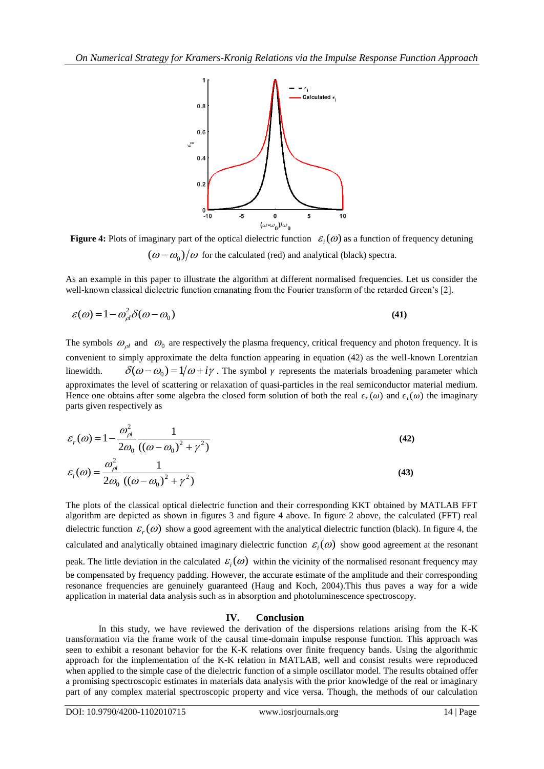**Figure 4:** Plots of imaginary part of the optical dielectric function $\varepsilon_i(\omega)$ as a function of frequency detuning $(\omega-\omega_0)/\omega$ for the calculated (red) and analytical (black) spectra.

As an example in this paper to illustrate the algorithm at different normalised frequencies. Let us consider the well-known classical dielectric function emanating from the Fourier transform of the retarded Green's [2].

$$\varepsilon(\omega) = 1 - \omega_{\rho l}^2 \delta(\omega - \omega_0) \tag{41}$$

The symbols $\omega_{\rho l}$ and $\omega_0$ are respectively the plasma frequency, critical frequency and photon frequency. It is convenient to simply approximate the delta function appearing in equation (42) as the well-known Lorentzian linewidth. $\delta(\omega-\omega_0) = 1/\omega + i\gamma$. The symbol $\gamma$ represents the materials broadening parameter which approximates the level of scattering or relaxation of quasi-particles in the real semiconductor material medium. Hence one obtains after some algebra the closed form solution of both the real $\epsilon_r(\omega)$ and $\epsilon_i(\omega)$ the imaginary parts given respectively as

$$\varepsilon_r(\omega) = 1 - \frac{\omega_{\rho l}^2}{2\omega_0} \frac{1}{((\omega-\omega_0)^2 + \gamma^2)} \tag{42}$$

$$\varepsilon_i(\omega) = \frac{\omega_{\rho l}^2}{2\omega_0} \frac{1}{((\omega-\omega_0)^2 + \gamma^2)} \tag{43}$$

The plots of the classical optical dielectric function and their corresponding KKT obtained by MATLAB FFT algorithm are depicted as shown in figures 3 and figure 4 above. In figure 2 above, the calculated (FFT) real dielectric function $\varepsilon_r(\omega)$ show a good agreement with the analytical dielectric function (black). In figure 4, the calculated and analytically obtained imaginary dielectric function $\varepsilon_i(\omega)$ show good agreement at the resonant peak. The little deviation in the calculated $\varepsilon_i(\omega)$ within the vicinity of the normalised resonant frequency may be compensated by frequency padding. However, the accurate estimate of the amplitude and their corresponding resonance frequencies are genuinely guaranteed (Haug and Koch, 2004).This thus paves a way for a wide application in material data analysis such as in absorption and photoluminescence spectroscopy.

## IV. Conclusion

In this study, we have reviewed the derivation of the dispersions relations arising from the K-K transformation via the frame work of the causal time-domain impulse response function. This approach was seen to exhibit a resonant behavior for the K-K relations over finite frequency bands. Using the algorithmic approach for the implementation of the K-K relation in MATLAB, well and consist results were reproduced when applied to the simple case of the dielectric function of a simple oscillator model. The results obtained offer a promising spectroscopic estimates in materials data analysis with the prior knowledge of the real or imaginary part of any complex material spectroscopic property and vice versa. Though, the methods of our calculation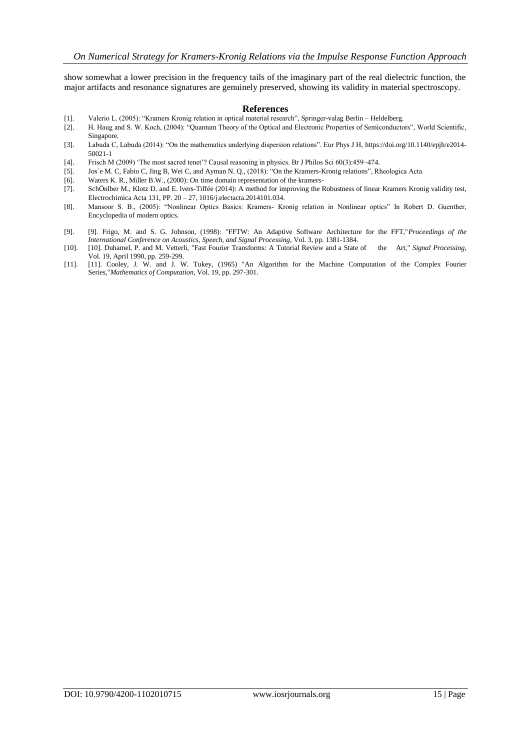show somewhat a lower precision in the frequency tails of the imaginary part of the real dielectric function, the major artifacts and resonance signatures are genuinely preserved, showing its validity in material spectroscopy.

## References

[1]. Valerio L. (2005): "Kramers Kronig relation in optical material research", Springer-valag Berlin – Heldelberg.

[2]. H. Haug and S. W. Koch, (2004): "Quantum Theory of the Optical and Electronic Properties of Semiconductors", World Scientific, Singapore.

[3]. Labuda C, Labuda (2014): "On the mathematics underlying dispersion relations". Eur Phys J H, https://doi.org/10.1140/epjh/e2014-50021-1

[4]. Frisch M (2009) 'The most sacred tenet'? Causal reasoning in physics. Br J Philos Sci 60(3):459–474.

[5]. Jos´e M. C, Fabio C, Jing B, Wei C, and Ayman N. Q., (2018): "On the Kramers-Kronig relations", Rheologica Acta

[6]. Waters K. R., Miller B.W., (2000): On time domain representation of the kramers-

[7]. SchÖnlber M., Klotz D. and E. lvers-Tiffée (2014): A method for improving the Robustness of linear Kramers Kronig validity test, Electrochimica Acta 131, PP. 20 – 27, 1016/j.electacta.2014101.034.

[8]. Mansoor S. B., (2005): "Nonlinear Optics Basics: Kramers- Kronig relation in Nonlinear optics" In Robert D. Guenther, Encyclopedia of modern optics.

[9]. [9]. Frigo, M. and S. G. Johnson, (1998): "FFTW: An Adaptive Software Architecture for the FFT,"*Proceedings of the International Conference on Acoustics, Speech, and Signal Processing*, Vol. 3, pp. 1381-1384.

[10]. [10]. Duhamel, P. and M. Vetterli, "Fast Fourier Transforms: A Tutorial Review and a State of the Art," *Signal Processing*, Vol. 19, April 1990, pp. 259-299.

[11]. [11]. Cooley, J. W. and J. W. Tukey, (1965) "An Algorithm for the Machine Computation of the Complex Fourier Series,"*Mathematics of Computation*, Vol. 19, pp. 297-301.